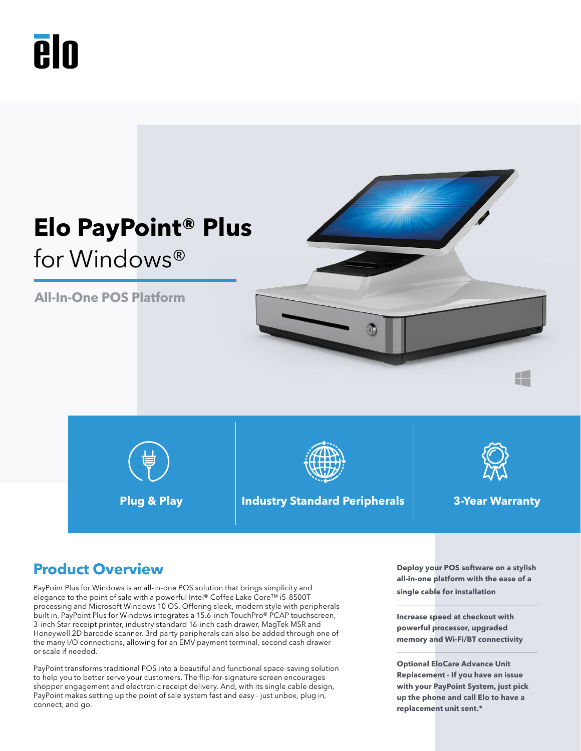# Elo PayPoint® Plus for Windows®

**All-In-One POS Platform**

**Plug & Play**

**Industry Standard Peripherals**

**3-Year Warranty**

## Product Overview

PayPoint Plus for Windows is an all-in-one POS solution that brings simplicity and elegance to the point of sale with a powerful Intel® Coffee Lake Core™ i5-8500T processing and Microsoft Windows 10 OS. Offering sleek, modern style with peripherals built in, PayPoint Plus for Windows integrates a 15.6-inch TouchPro® PCAP touchscreen, 3-inch Star receipt printer, industry standard 16-inch cash drawer, MagTek MSR and Honeywell 2D barcode scanner. 3rd party peripherals can also be added through one of the many I/O connections, allowing for an EMV payment terminal, second cash drawer or scale if needed.

PayPoint transforms traditional POS into a beautiful and functional space-saving solution to help you to better serve your customers. The flip-for-signature screen encourages shopper engagement and electronic receipt delivery. And, with its single cable design, PayPoint makes setting up the point of sale system fast and easy - just unbox, plug in, connect, and go.

**Deploy your POS software on a stylish all-in-one platform with the ease of a single cable for installation**

**Increase speed at checkout with powerful processor, upgraded memory and Wi-Fi/BT connectivity**

**Optional EloCare Advance Unit Replacement - If you have an issue with your PayPoint System, just pick up the phone and call Elo to have a replacement unit sent.***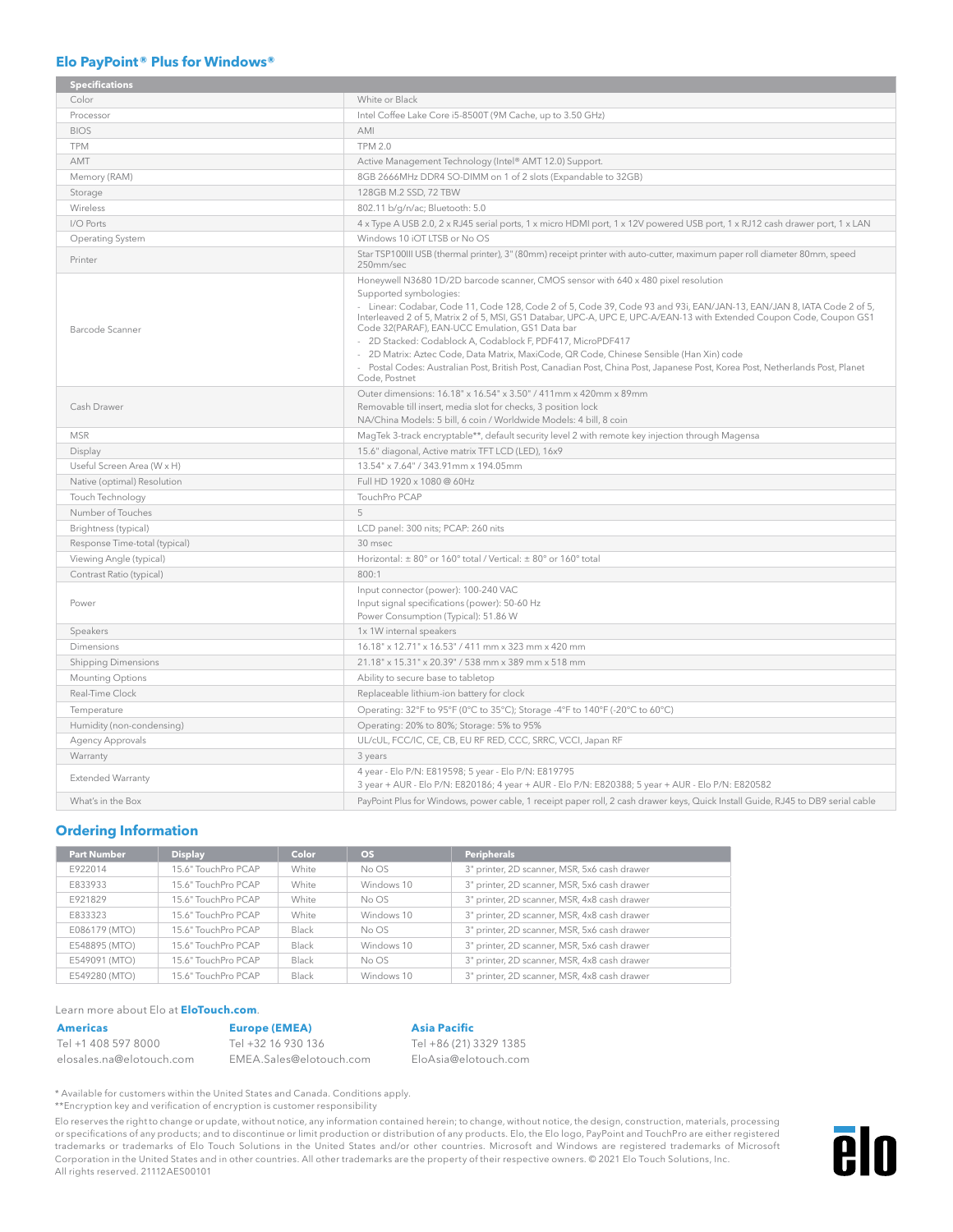## Elo PayPoint® Plus for Windows®

| Specifications | |
|---|---|
| Color | White or Black |
| Processor | Intel Coffee Lake Core i5-8500T (9M Cache, up to 3.50 GHz) |
| BIOS | AMI |
| TPM | TPM 2.0 |
| AMT | Active Management Technology (Intel® AMT 12.0) Support. |
| Memory (RAM) | 8GB 2666MHz DDR4 SO-DIMM on 1 of 2 slots (Expandable to 32GB) |
| Storage | 128GB M.2 SSD, 72 TBW |
| Wireless | 802.11 b/g/n/ac; Bluetooth: 5.0 |
| I/O Ports | 4 x Type A USB 2.0, 2 x RJ45 serial ports, 1 x micro HDMI port, 1 x 12V powered USB port, 1 x RJ12 cash drawer port, 1 x LAN |
| Operating System | Windows 10 iOT LTSB or No OS |
| Printer | Star TSP100III USB (thermal printer), 3" (80mm) receipt printer with auto-cutter, maximum paper roll diameter 80mm, speed 250mm/sec |
| Barcode Scanner | Honeywell N3680 1D/2D barcode scanner, CMOS sensor with 640 x 480 pixel resolution<br>Supported symbologies:<br>- Linear: Codabar, Code 11, Code 128, Code 2 of 5, Code 39, Code 93 and 93i, EAN/JAN-13, EAN/JAN 8, IATA Code 2 of 5, Interleaved 2 of 5, Matrix 2 of 5, MSI, GS1 Databar, UPC-A, UPC E, UPC-A/EAN-13 with Extended Coupon Code, Coupon GS1 Code 32(PARAF), EAN-UCC Emulation, GS1 Data bar<br>- 2D Stacked: Codablock A, Codablock F, PDF417, MicroPDF417<br>- 2D Matrix: Aztec Code, Data Matrix, MaxiCode, QR Code, Chinese Sensible (Han Xin) code<br>- Postal Codes: Australian Post, British Post, Canadian Post, China Post, Japanese Post, Korea Post, Netherlands Post, Planet Code, Postnet |
| Cash Drawer | Outer dimensions: 16.18" x 16.54" x 3.50" / 411mm x 420mm x 89mm<br>Removable till insert, media slot for checks, 3 position lock<br>NA/China Models: 5 bill, 6 coin / Worldwide Models: 4 bill, 8 coin |
| MSR | MagTek 3-track encryptable**, default security level 2 with remote key injection through Magensa |
| Display | 15.6" diagonal, Active matrix TFT LCD (LED), 16x9 |
| Useful Screen Area (W x H) | 13.54" x 7.64" / 343.91mm x 194.05mm |
| Native (optimal) Resolution | Full HD 1920 x 1080 @ 60Hz |
| Touch Technology | TouchPro PCAP |
| Number of Touches | 5 |
| Brightness (typical) | LCD panel: 300 nits; PCAP: 260 nits |
| Response Time-total (typical) | 30 msec |
| Viewing Angle (typical) | Horizontal: ± 80° or 160° total / Vertical: ± 80° or 160° total |
| Contrast Ratio (typical) | 800:1 |
| Power | Input connector (power): 100-240 VAC<br>Input signal specifications (power): 50-60 Hz<br>Power Consumption (Typical): 51.86 W |
| Speakers | 1x 1W internal speakers |
| Dimensions | 16.18" x 12.71" x 16.53" / 411 mm x 323 mm x 420 mm |
| Shipping Dimensions | 21.18" x 15.31" x 20.39" / 538 mm x 389 mm x 518 mm |
| Mounting Options | Ability to secure base to tabletop |
| Real-Time Clock | Replaceable lithium-ion battery for clock |
| Temperature | Operating: 32°F to 95°F (0°C to 35°C); Storage -4°F to 140°F (-20°C to 60°C) |
| Humidity (non-condensing) | Operating: 20% to 80%; Storage: 5% to 95% |
| Agency Approvals | UL/cUL, FCC/IC, CE, CB, EU RF RED, CCC, SRRC, VCCI, Japan RF |
| Warranty | 3 years |
| Extended Warranty | 4 year - Elo P/N: E819598; 5 year - Elo P/N: E819795<br>3 year + AUR - Elo P/N: E820186; 4 year + AUR - Elo P/N: E820388; 5 year + AUR - Elo P/N: E820582 |
| What's in the Box | PayPoint Plus for Windows, power cable, 1 receipt paper roll, 2 cash drawer keys, Quick Install Guide, RJ45 to DB9 serial cable |

## Ordering Information

| Part Number | Display | Color | OS | Peripherals |
|---|---|---|---|---|
| E922014 | 15.6" TouchPro PCAP | White | No OS | 3" printer, 2D scanner, MSR, 5x6 cash drawer |
| E833933 | 15.6" TouchPro PCAP | White | Windows 10 | 3" printer, 2D scanner, MSR, 5x6 cash drawer |
| E921829 | 15.6" TouchPro PCAP | White | No OS | 3" printer, 2D scanner, MSR, 4x8 cash drawer |
| E833323 | 15.6" TouchPro PCAP | White | Windows 10 | 3" printer, 2D scanner, MSR, 4x8 cash drawer |
| E086179 (MTO) | 15.6" TouchPro PCAP | Black | No OS | 3" printer, 2D scanner, MSR, 5x6 cash drawer |
| E548895 (MTO) | 15.6" TouchPro PCAP | Black | Windows 10 | 3" printer, 2D scanner, MSR, 5x6 cash drawer |
| E549091 (MTO) | 15.6" TouchPro PCAP | Black | No OS | 3" printer, 2D scanner, MSR, 4x8 cash drawer |
| E549280 (MTO) | 15.6" TouchPro PCAP | Black | Windows 10 | 3" printer, 2D scanner, MSR, 4x8 cash drawer |

Learn more about Elo at **EloTouch.com**.

**Americas**
Tel +1 408 597 8000
elosales.na@elotouch.com

**Europe (EMEA)**
Tel +32 16 930 136
EMEA.Sales@elotouch.com

**Asia Pacific**
Tel +86 (21) 3329 1385
EloAsia@elotouch.com

\* Available for customers within the United States and Canada. Conditions apply.
\*\*Encryption key and verification of encryption is customer responsibility

Elo reserves the right to change or update, without notice, any information contained herein; to change, without notice, the design, construction, materials, processing or specifications of any products; and to discontinue or limit production or distribution of any products. Elo, the Elo logo, PayPoint and TouchPro are either registered trademarks or trademarks of Elo Touch Solutions in the United States and/or other countries. Microsoft and Windows are registered trademarks of Microsoft Corporation in the United States and in other countries. All other trademarks are the property of their respective owners. © 2021 Elo Touch Solutions, Inc. All rights reserved. 21112AES00101

elo